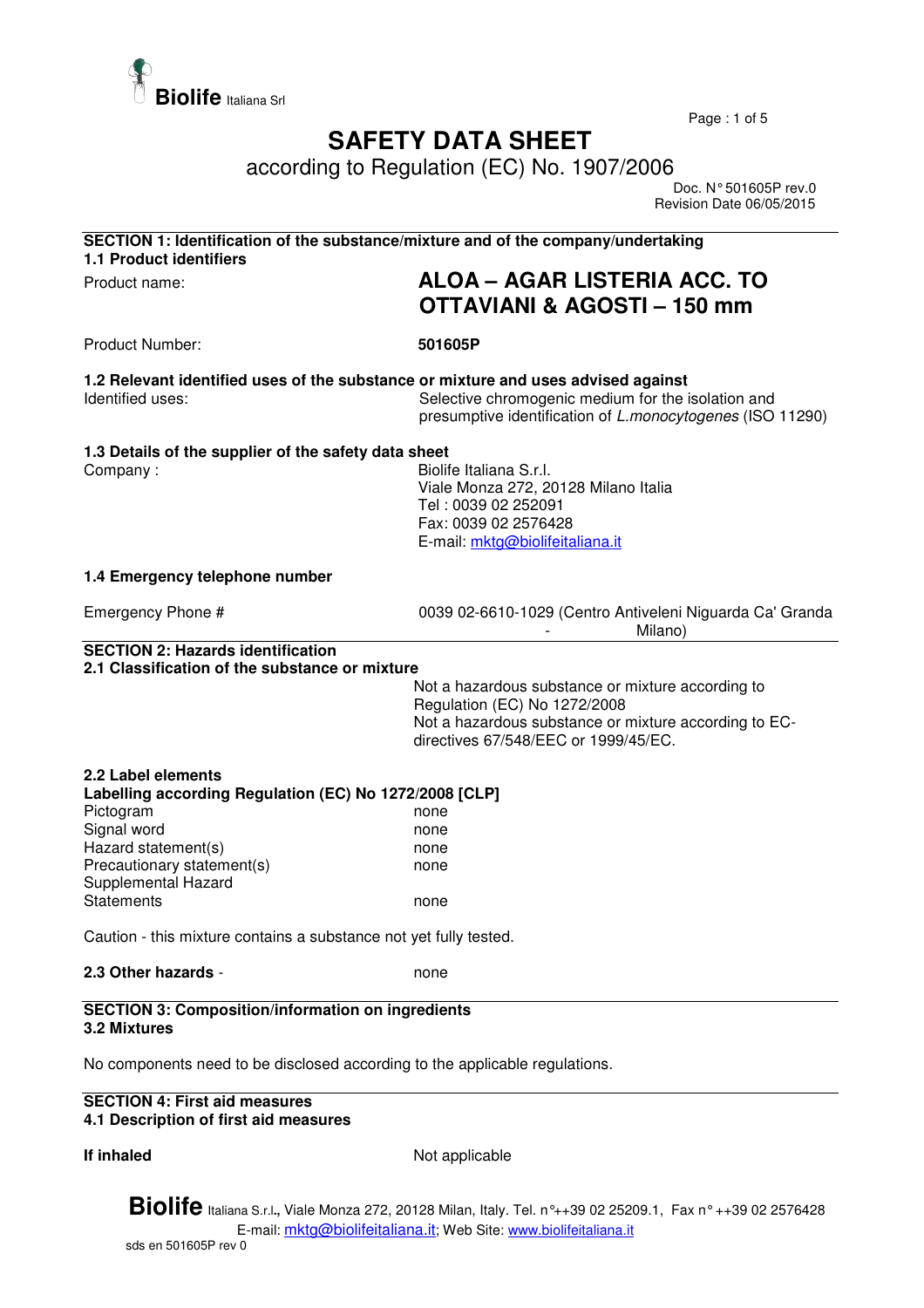Biolife Italiana Srl

# SAFETY DATA SHEET

according to Regulation (EC) No. 1907/2006

Doc. N° 501605P rev.0
Revision Date 06/05/2015

## SECTION 1: Identification of the substance/mixture and of the company/undertaking

### 1.1 Product identifiers

| | |
|---|---|
| Product name: | **ALOA – AGAR LISTERIA ACC. TO OTTAVIANI & AGOSTI – 150 mm** |
| Product Number: | **501605P** |

### 1.2 Relevant identified uses of the substance or mixture and uses advised against

| | |
|---|---|
| Identified uses: | Selective chromogenic medium for the isolation and presumptive identification of *L.monocytogenes* (ISO 11290) |

### 1.3 Details of the supplier of the safety data sheet

| | |
|---|---|
| Company : | Biolife Italiana S.r.l.<br>Viale Monza 272, 20128 Milano Italia<br>Tel : 0039 02 252091<br>Fax: 0039 02 2576428<br>E-mail: mktg@biolifeitaliana.it |

### 1.4 Emergency telephone number

| | |
|---|---|
| Emergency Phone # | 0039 02-6610-1029 (Centro Antiveleni Niguarda Ca' Granda - Milano) |

## SECTION 2: Hazards identification

### 2.1 Classification of the substance or mixture

Not a hazardous substance or mixture according to Regulation (EC) No 1272/2008
Not a hazardous substance or mixture according to EC-directives 67/548/EEC or 1999/45/EC.

### 2.2 Label elements

**Labelling according Regulation (EC) No 1272/2008 [CLP]**

| | |
|---|---|
| Pictogram | none |
| Signal word | none |
| Hazard statement(s) | none |
| Precautionary statement(s) | none |
| Supplemental Hazard Statements | none |

Caution - this mixture contains a substance not yet fully tested.

**2.3 Other hazards** - none

## SECTION 3: Composition/information on ingredients

### 3.2 Mixtures

No components need to be disclosed according to the applicable regulations.

## SECTION 4: First aid measures

### 4.1 Description of first aid measures

**If inhaled** Not applicable

**Biolife** Italiana S.r.l., Viale Monza 272, 20128 Milan, Italy. Tel. n°++39 02 25209.1, Fax n° ++39 02 2576428
E-mail: mktg@biolifeitaliana.it; Web Site: www.biolifeitaliana.it
sds en 501605P rev 0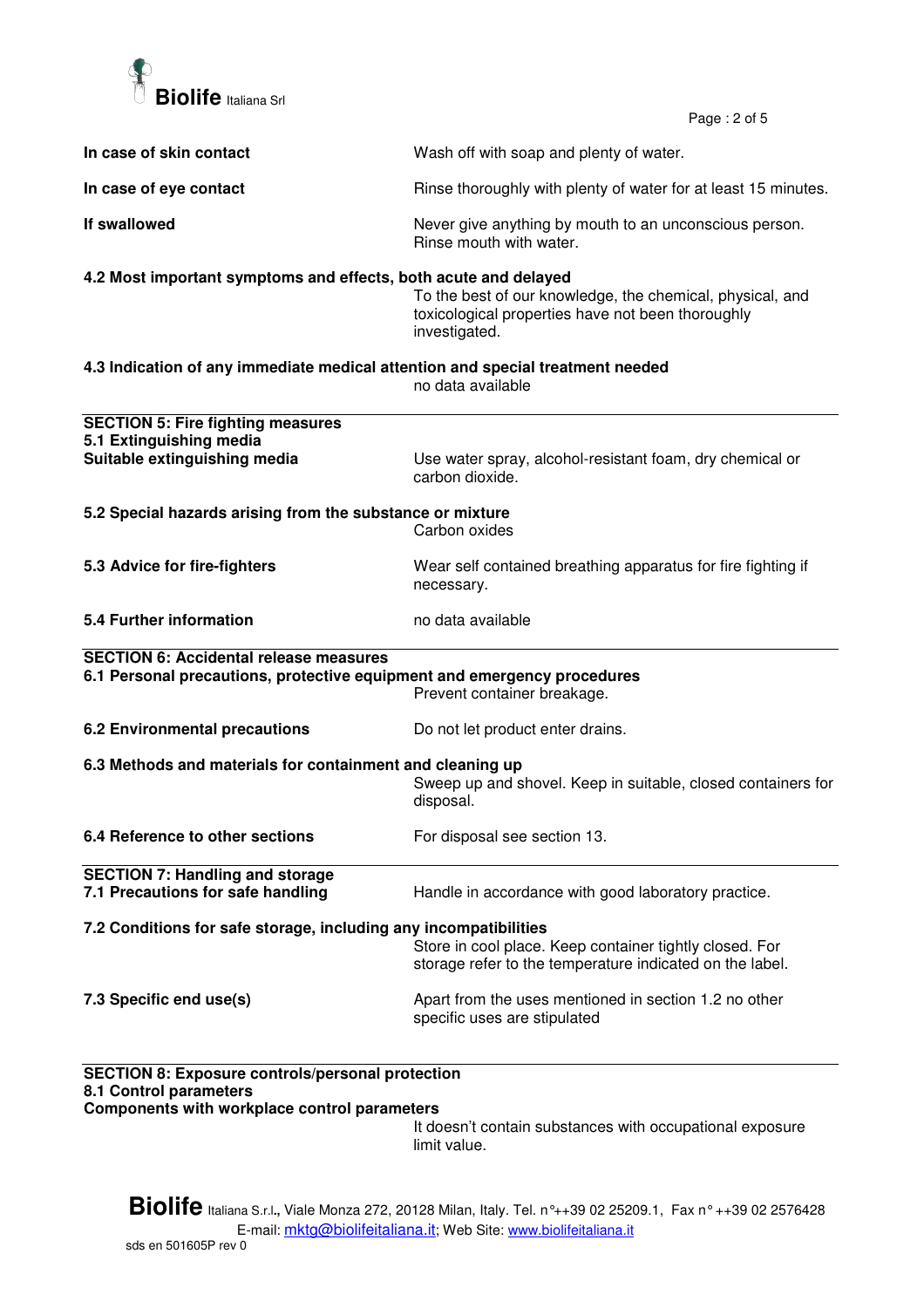**In case of skin contact** Wash off with soap and plenty of water.

**In case of eye contact** Rinse thoroughly with plenty of water for at least 15 minutes.

**If swallowed** Never give anything by mouth to an unconscious person. Rinse mouth with water.

**4.2 Most important symptoms and effects, both acute and delayed**

To the best of our knowledge, the chemical, physical, and toxicological properties have not been thoroughly investigated.

**4.3 Indication of any immediate medical attention and special treatment needed**

no data available

## SECTION 5: Fire fighting measures

**5.1 Extinguishing media**

**Suitable extinguishing media** Use water spray, alcohol-resistant foam, dry chemical or carbon dioxide.

**5.2 Special hazards arising from the substance or mixture**

Carbon oxides

**5.3 Advice for fire-fighters** Wear self contained breathing apparatus for fire fighting if necessary.

**5.4 Further information** no data available

## SECTION 6: Accidental release measures

**6.1 Personal precautions, protective equipment and emergency procedures**

Prevent container breakage.

**6.2 Environmental precautions** Do not let product enter drains.

**6.3 Methods and materials for containment and cleaning up**

Sweep up and shovel. Keep in suitable, closed containers for disposal.

**6.4 Reference to other sections** For disposal see section 13.

## SECTION 7: Handling and storage

**7.1 Precautions for safe handling** Handle in accordance with good laboratory practice.

**7.2 Conditions for safe storage, including any incompatibilities**

Store in cool place. Keep container tightly closed. For storage refer to the temperature indicated on the label.

**7.3 Specific end use(s)** Apart from the uses mentioned in section 1.2 no other specific uses are stipulated

## SECTION 8: Exposure controls/personal protection

**8.1 Control parameters**

**Components with workplace control parameters**

It doesn't contain substances with occupational exposure limit value.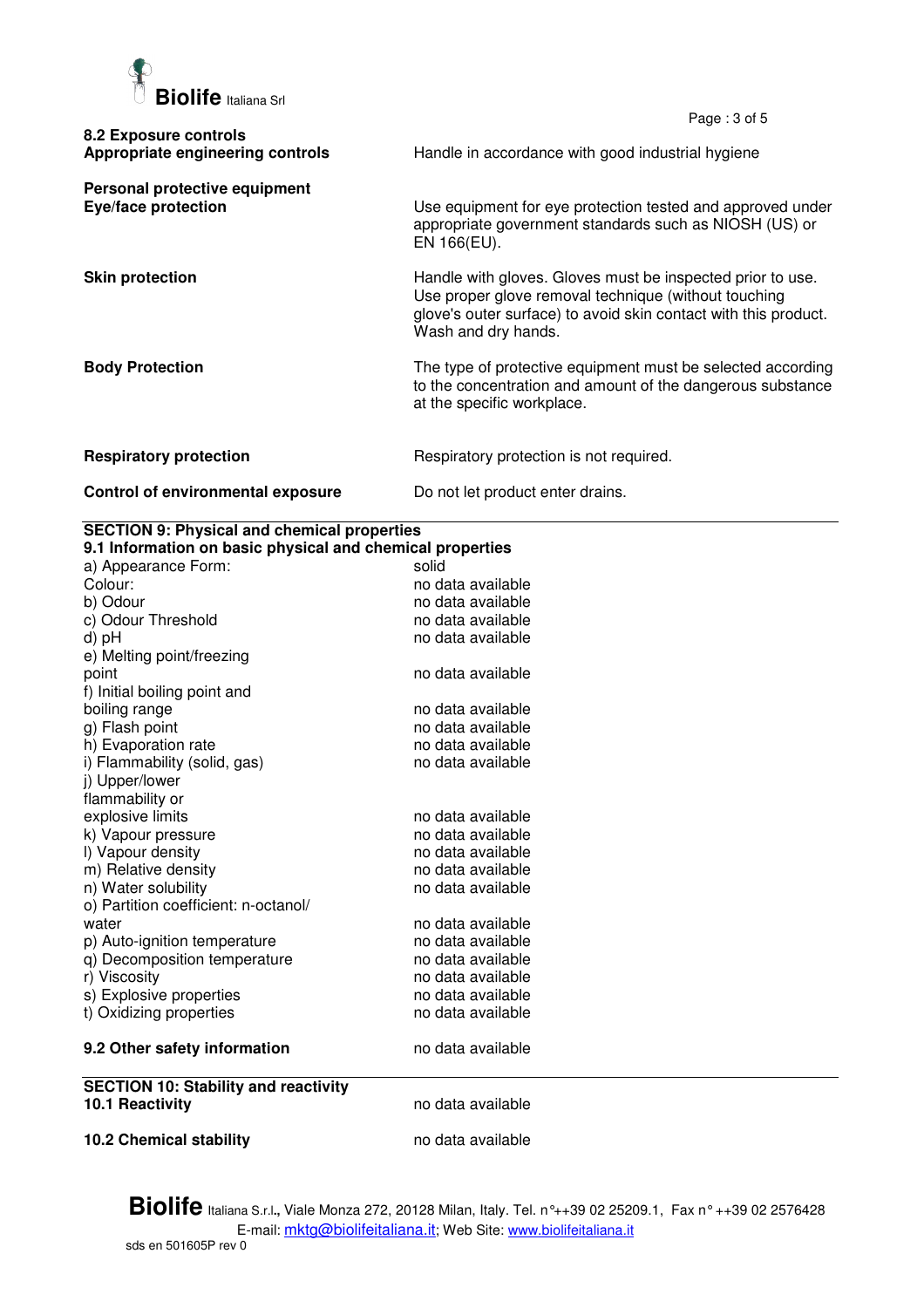**8.2 Exposure controls**

**Appropriate engineering controls** — Handle in accordance with good industrial hygiene

**Personal protective equipment**

**Eye/face protection** — Use equipment for eye protection tested and approved under appropriate government standards such as NIOSH (US) or EN 166(EU).

**Skin protection** — Handle with gloves. Gloves must be inspected prior to use. Use proper glove removal technique (without touching glove's outer surface) to avoid skin contact with this product. Wash and dry hands.

**Body Protection** — The type of protective equipment must be selected according to the concentration and amount of the dangerous substance at the specific workplace.

**Respiratory protection** — Respiratory protection is not required.

**Control of environmental exposure** — Do not let product enter drains.

## SECTION 9: Physical and chemical properties

**9.1 Information on basic physical and chemical properties**

| Property | Value |
|---|---|
| a) Appearance Form: | solid |
| Colour: | no data available |
| b) Odour | no data available |
| c) Odour Threshold | no data available |
| d) pH | no data available |
| e) Melting point/freezing point | no data available |
| f) Initial boiling point and boiling range | no data available |
| g) Flash point | no data available |
| h) Evaporation rate | no data available |
| i) Flammability (solid, gas) | no data available |
| j) Upper/lower flammability or explosive limits | no data available |
| k) Vapour pressure | no data available |
| l) Vapour density | no data available |
| m) Relative density | no data available |
| n) Water solubility | no data available |
| o) Partition coefficient: n-octanol/ water | no data available |
| p) Auto-ignition temperature | no data available |
| q) Decomposition temperature | no data available |
| r) Viscosity | no data available |
| s) Explosive properties | no data available |
| t) Oxidizing properties | no data available |

**9.2 Other safety information** — no data available

## SECTION 10: Stability and reactivity

**10.1 Reactivity** — no data available

**10.2 Chemical stability** — no data available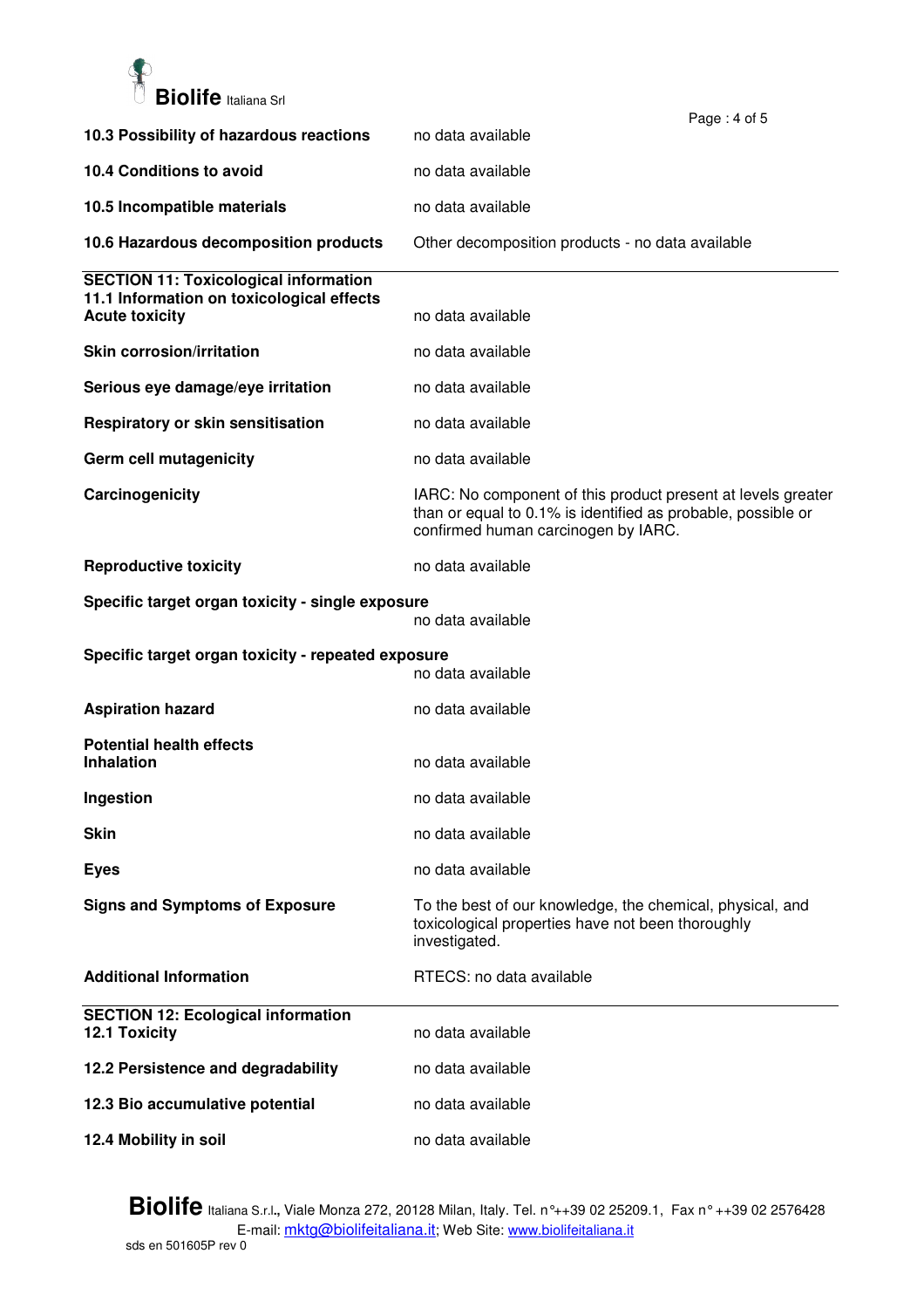| | |
|---|---|
| **10.3 Possibility of hazardous reactions** | no data available |
| **10.4 Conditions to avoid** | no data available |
| **10.5 Incompatible materials** | no data available |
| **10.6 Hazardous decomposition products** | Other decomposition products - no data available |

## SECTION 11: Toxicological information

### 11.1 Information on toxicological effects

| | |
|---|---|
| **Acute toxicity** | no data available |
| **Skin corrosion/irritation** | no data available |
| **Serious eye damage/eye irritation** | no data available |
| **Respiratory or skin sensitisation** | no data available |
| **Germ cell mutagenicity** | no data available |
| **Carcinogenicity** | IARC: No component of this product present at levels greater than or equal to 0.1% is identified as probable, possible or confirmed human carcinogen by IARC. |
| **Reproductive toxicity** | no data available |
| **Specific target organ toxicity - single exposure** | no data available |
| **Specific target organ toxicity - repeated exposure** | no data available |
| **Aspiration hazard** | no data available |

**Potential health effects**

| | |
|---|---|
| **Inhalation** | no data available |
| **Ingestion** | no data available |
| **Skin** | no data available |
| **Eyes** | no data available |
| **Signs and Symptoms of Exposure** | To the best of our knowledge, the chemical, physical, and toxicological properties have not been thoroughly investigated. |
| **Additional Information** | RTECS: no data available |

## SECTION 12: Ecological information

| | |
|---|---|
| **12.1 Toxicity** | no data available |
| **12.2 Persistence and degradability** | no data available |
| **12.3 Bio accumulative potential** | no data available |
| **12.4 Mobility in soil** | no data available |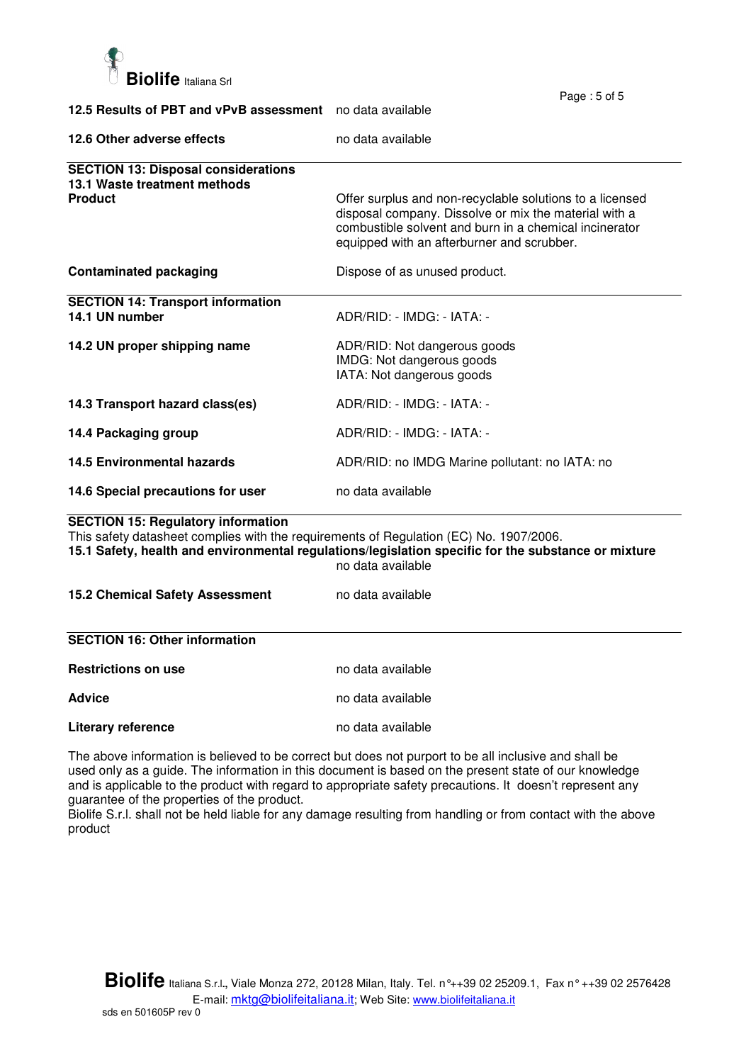**12.5 Results of PBT and vPvB assessment** no data available

**12.6 Other adverse effects** no data available

## SECTION 13: Disposal considerations

### 13.1 Waste treatment methods

**Product**

Offer surplus and non-recyclable solutions to a licensed disposal company. Dissolve or mix the material with a combustible solvent and burn in a chemical incinerator equipped with an afterburner and scrubber.

**Contaminated packaging**

Dispose of as unused product.

## SECTION 14: Transport information

**14.1 UN number**

ADR/RID: - IMDG: - IATA: -

**14.2 UN proper shipping name**

ADR/RID: Not dangerous goods
IMDG: Not dangerous goods
IATA: Not dangerous goods

**14.3 Transport hazard class(es)**

ADR/RID: - IMDG: - IATA: -

**14.4 Packaging group**

ADR/RID: - IMDG: - IATA: -

**14.5 Environmental hazards**

ADR/RID: no IMDG Marine pollutant: no IATA: no

**14.6 Special precautions for user**

no data available

## SECTION 15: Regulatory information

This safety datasheet complies with the requirements of Regulation (EC) No. 1907/2006.

**15.1 Safety, health and environmental regulations/legislation specific for the substance or mixture**

no data available

**15.2 Chemical Safety Assessment**

no data available

## SECTION 16: Other information

**Restrictions on use**

no data available

**Advice**

no data available

**Literary reference**

no data available

The above information is believed to be correct but does not purport to be all inclusive and shall be used only as a guide. The information in this document is based on the present state of our knowledge and is applicable to the product with regard to appropriate safety precautions. It doesn't represent any guarantee of the properties of the product.
Biolife S.r.l. shall not be held liable for any damage resulting from handling or from contact with the above product